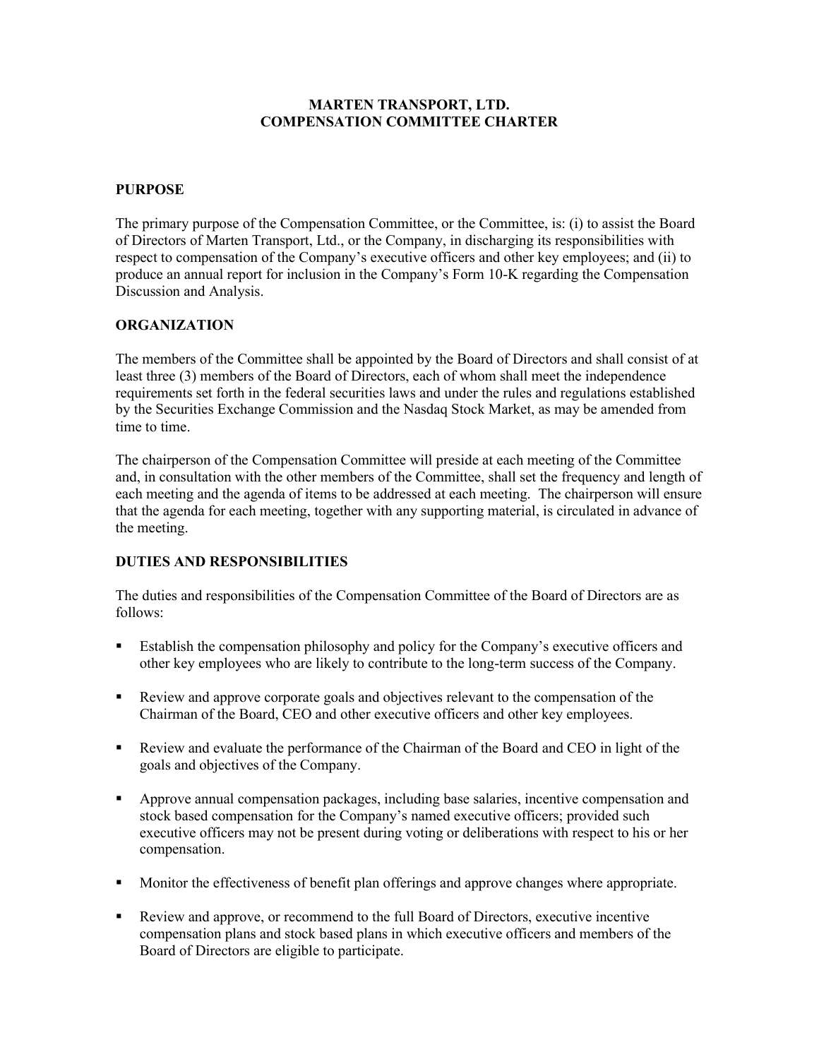# MARTEN TRANSPORT, LTD.
# COMPENSATION COMMITTEE CHARTER

## PURPOSE

The primary purpose of the Compensation Committee, or the Committee, is: (i) to assist the Board of Directors of Marten Transport, Ltd., or the Company, in discharging its responsibilities with respect to compensation of the Company's executive officers and other key employees; and (ii) to produce an annual report for inclusion in the Company's Form 10-K regarding the Compensation Discussion and Analysis.

## ORGANIZATION

The members of the Committee shall be appointed by the Board of Directors and shall consist of at least three (3) members of the Board of Directors, each of whom shall meet the independence requirements set forth in the federal securities laws and under the rules and regulations established by the Securities Exchange Commission and the Nasdaq Stock Market, as may be amended from time to time.

The chairperson of the Compensation Committee will preside at each meeting of the Committee and, in consultation with the other members of the Committee, shall set the frequency and length of each meeting and the agenda of items to be addressed at each meeting. The chairperson will ensure that the agenda for each meeting, together with any supporting material, is circulated in advance of the meeting.

## DUTIES AND RESPONSIBILITIES

The duties and responsibilities of the Compensation Committee of the Board of Directors are as follows:

- Establish the compensation philosophy and policy for the Company's executive officers and other key employees who are likely to contribute to the long-term success of the Company.
- Review and approve corporate goals and objectives relevant to the compensation of the Chairman of the Board, CEO and other executive officers and other key employees.
- Review and evaluate the performance of the Chairman of the Board and CEO in light of the goals and objectives of the Company.
- Approve annual compensation packages, including base salaries, incentive compensation and stock based compensation for the Company's named executive officers; provided such executive officers may not be present during voting or deliberations with respect to his or her compensation.
- Monitor the effectiveness of benefit plan offerings and approve changes where appropriate.
- Review and approve, or recommend to the full Board of Directors, executive incentive compensation plans and stock based plans in which executive officers and members of the Board of Directors are eligible to participate.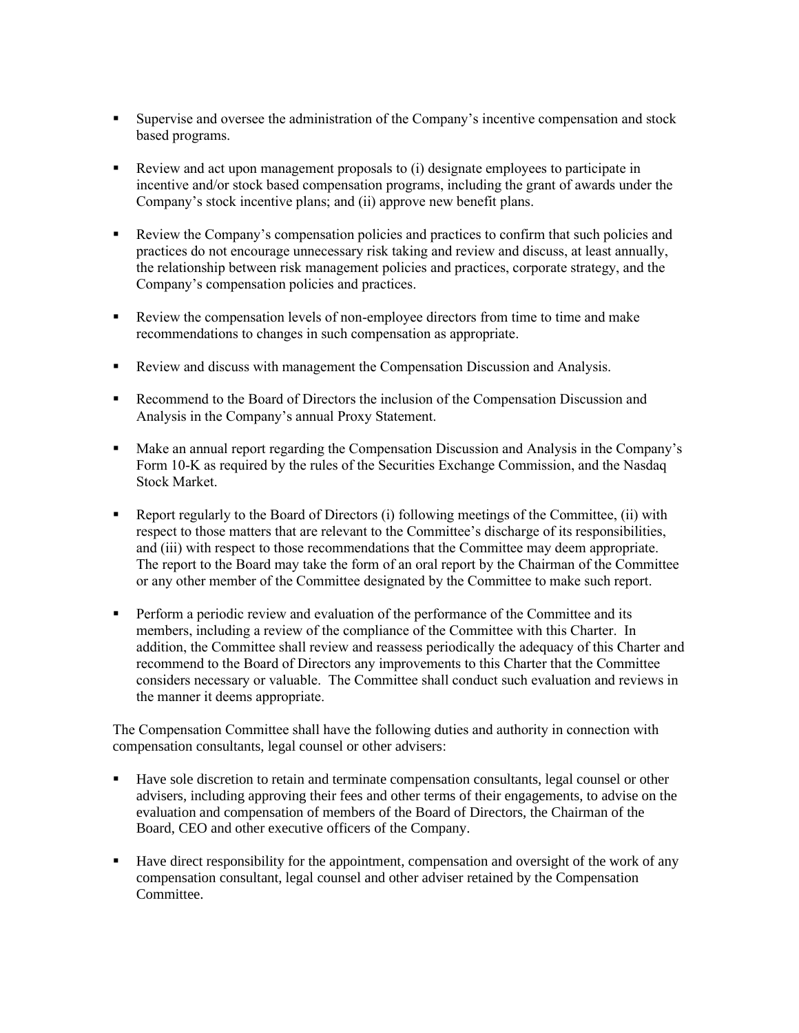- Supervise and oversee the administration of the Company's incentive compensation and stock based programs.

- Review and act upon management proposals to (i) designate employees to participate in incentive and/or stock based compensation programs, including the grant of awards under the Company's stock incentive plans; and (ii) approve new benefit plans.

- Review the Company's compensation policies and practices to confirm that such policies and practices do not encourage unnecessary risk taking and review and discuss, at least annually, the relationship between risk management policies and practices, corporate strategy, and the Company's compensation policies and practices.

- Review the compensation levels of non-employee directors from time to time and make recommendations to changes in such compensation as appropriate.

- Review and discuss with management the Compensation Discussion and Analysis.

- Recommend to the Board of Directors the inclusion of the Compensation Discussion and Analysis in the Company's annual Proxy Statement.

- Make an annual report regarding the Compensation Discussion and Analysis in the Company's Form 10-K as required by the rules of the Securities Exchange Commission, and the Nasdaq Stock Market.

- Report regularly to the Board of Directors (i) following meetings of the Committee, (ii) with respect to those matters that are relevant to the Committee's discharge of its responsibilities, and (iii) with respect to those recommendations that the Committee may deem appropriate. The report to the Board may take the form of an oral report by the Chairman of the Committee or any other member of the Committee designated by the Committee to make such report.

- Perform a periodic review and evaluation of the performance of the Committee and its members, including a review of the compliance of the Committee with this Charter. In addition, the Committee shall review and reassess periodically the adequacy of this Charter and recommend to the Board of Directors any improvements to this Charter that the Committee considers necessary or valuable. The Committee shall conduct such evaluation and reviews in the manner it deems appropriate.

The Compensation Committee shall have the following duties and authority in connection with compensation consultants, legal counsel or other advisers:

- Have sole discretion to retain and terminate compensation consultants, legal counsel or other advisers, including approving their fees and other terms of their engagements, to advise on the evaluation and compensation of members of the Board of Directors, the Chairman of the Board, CEO and other executive officers of the Company.

- Have direct responsibility for the appointment, compensation and oversight of the work of any compensation consultant, legal counsel and other adviser retained by the Compensation Committee.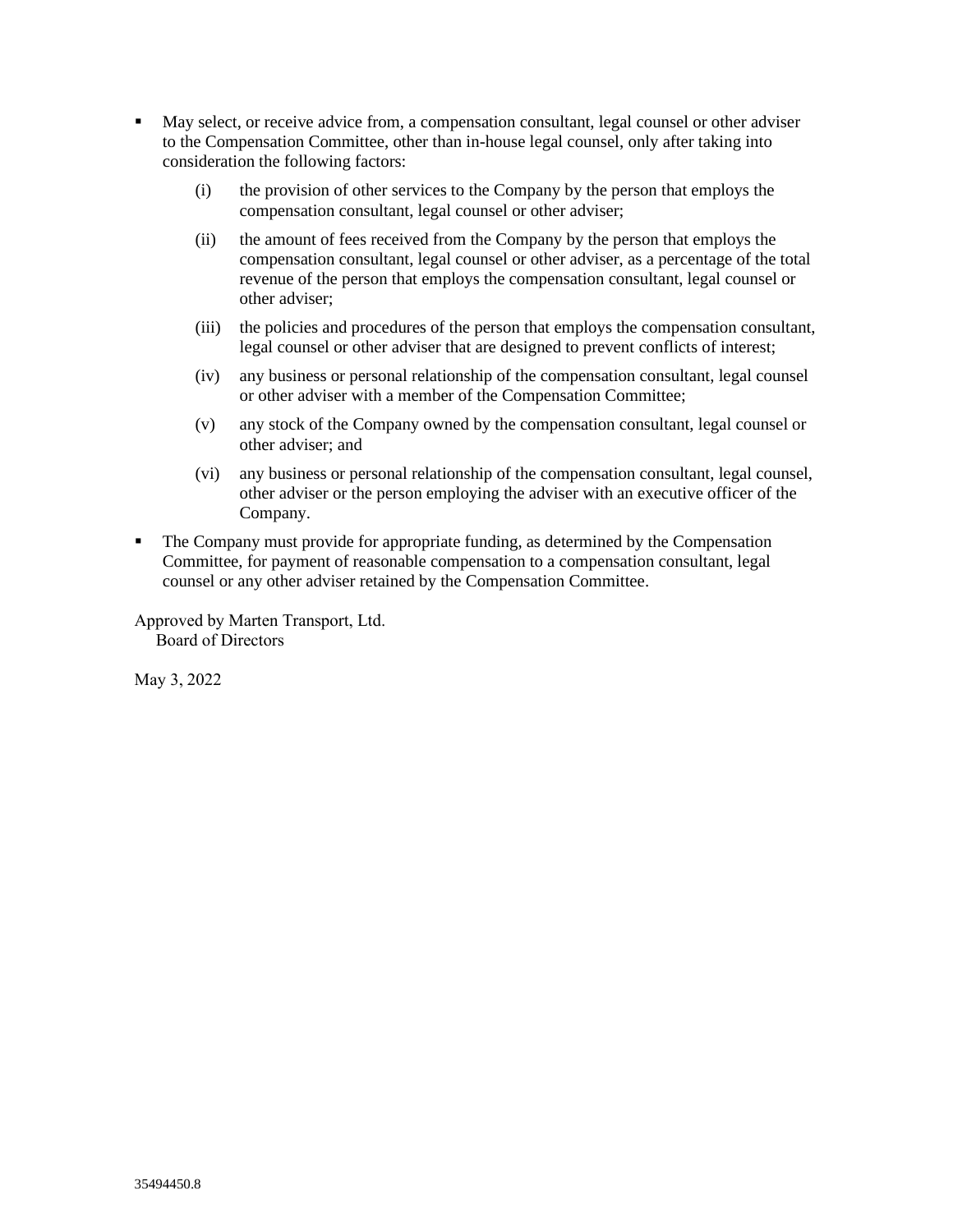- May select, or receive advice from, a compensation consultant, legal counsel or other adviser to the Compensation Committee, other than in-house legal counsel, only after taking into consideration the following factors:

  (i) the provision of other services to the Company by the person that employs the compensation consultant, legal counsel or other adviser;

  (ii) the amount of fees received from the Company by the person that employs the compensation consultant, legal counsel or other adviser, as a percentage of the total revenue of the person that employs the compensation consultant, legal counsel or other adviser;

  (iii) the policies and procedures of the person that employs the compensation consultant, legal counsel or other adviser that are designed to prevent conflicts of interest;

  (iv) any business or personal relationship of the compensation consultant, legal counsel or other adviser with a member of the Compensation Committee;

  (v) any stock of the Company owned by the compensation consultant, legal counsel or other adviser; and

  (vi) any business or personal relationship of the compensation consultant, legal counsel, other adviser or the person employing the adviser with an executive officer of the Company.

- The Company must provide for appropriate funding, as determined by the Compensation Committee, for payment of reasonable compensation to a compensation consultant, legal counsel or any other adviser retained by the Compensation Committee.

Approved by Marten Transport, Ltd.
Board of Directors

May 3, 2022

35494450.8